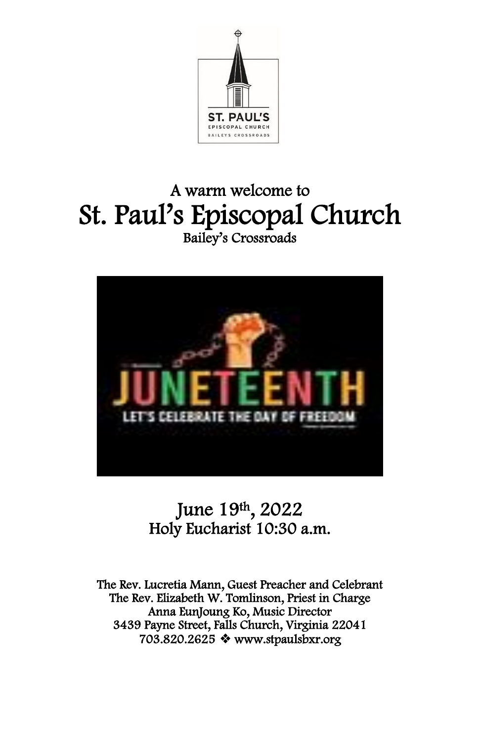A warm welcome to

# St. Paul's Episcopal Church

Bailey's Crossroads

## June 19th, 2022

## Holy Eucharist 10:30 a.m.

The Rev. Lucretia Mann, Guest Preacher and Celebrant
The Rev. Elizabeth W. Tomlinson, Priest in Charge
Anna EunJoung Ko, Music Director
3439 Payne Street, Falls Church, Virginia 22041
703.820.2625 ❖ www.stpaulsbxr.org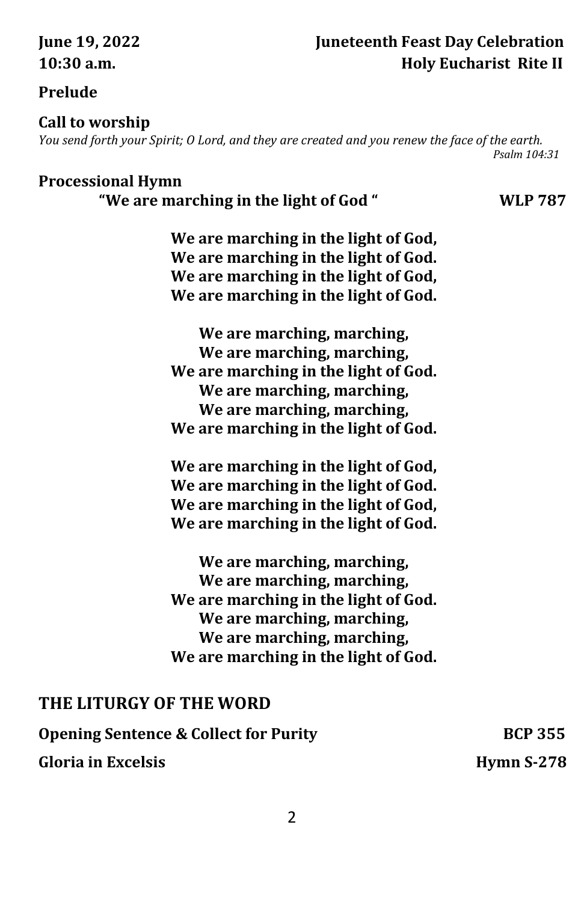**June 19, 2022** **Juneteenth Feast Day Celebration**
**10:30 a.m.** **Holy Eucharist Rite II**

**Prelude**

**Call to worship**

*You send forth your Spirit; O Lord, and they are created and you renew the face of the earth.*
*Psalm 104:31*

**Processional Hymn**
**"We are marching in the light of God "** **WLP 787**

**We are marching in the light of God,**
**We are marching in the light of God.**
**We are marching in the light of God,**
**We are marching in the light of God.**

**We are marching, marching,**
**We are marching, marching,**
**We are marching in the light of God.**
**We are marching, marching,**
**We are marching, marching,**
**We are marching in the light of God.**

**We are marching in the light of God,**
**We are marching in the light of God.**
**We are marching in the light of God,**
**We are marching in the light of God.**

**We are marching, marching,**
**We are marching, marching,**
**We are marching in the light of God.**
**We are marching, marching,**
**We are marching, marching,**
**We are marching in the light of God.**

## THE LITURGY OF THE WORD

**Opening Sentence & Collect for Purity** **BCP 355**

**Gloria in Excelsis** **Hymn S-278**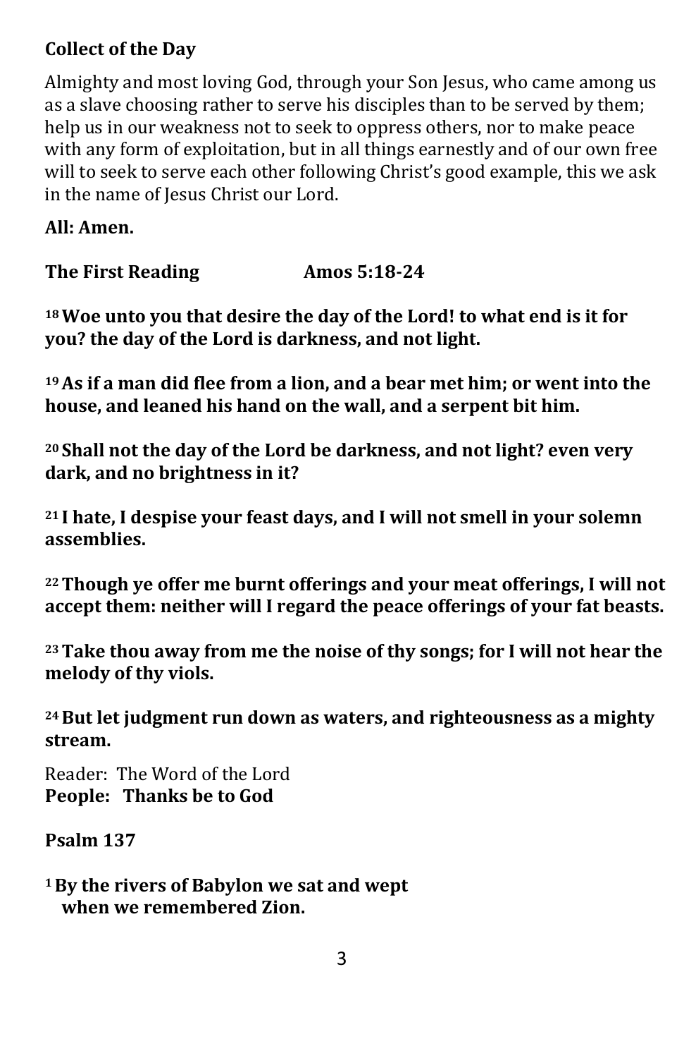**Collect of the Day**

Almighty and most loving God, through your Son Jesus, who came among us as a slave choosing rather to serve his disciples than to be served by them; help us in our weakness not to seek to oppress others, nor to make peace with any form of exploitation, but in all things earnestly and of our own free will to seek to serve each other following Christ's good example, this we ask in the name of Jesus Christ our Lord.

**All: Amen.**

**The First Reading Amos 5:18-24**

**18 Woe unto you that desire the day of the Lord! to what end is it for you? the day of the Lord is darkness, and not light.**

**19 As if a man did flee from a lion, and a bear met him; or went into the house, and leaned his hand on the wall, and a serpent bit him.**

**20 Shall not the day of the Lord be darkness, and not light? even very dark, and no brightness in it?**

**21 I hate, I despise your feast days, and I will not smell in your solemn assemblies.**

**22 Though ye offer me burnt offerings and your meat offerings, I will not accept them: neither will I regard the peace offerings of your fat beasts.**

**23 Take thou away from me the noise of thy songs; for I will not hear the melody of thy viols.**

**24 But let judgment run down as waters, and righteousness as a mighty stream.**

Reader: The Word of the Lord
**People: Thanks be to God**

**Psalm 137**

**1 By the rivers of Babylon we sat and wept**
**when we remembered Zion.**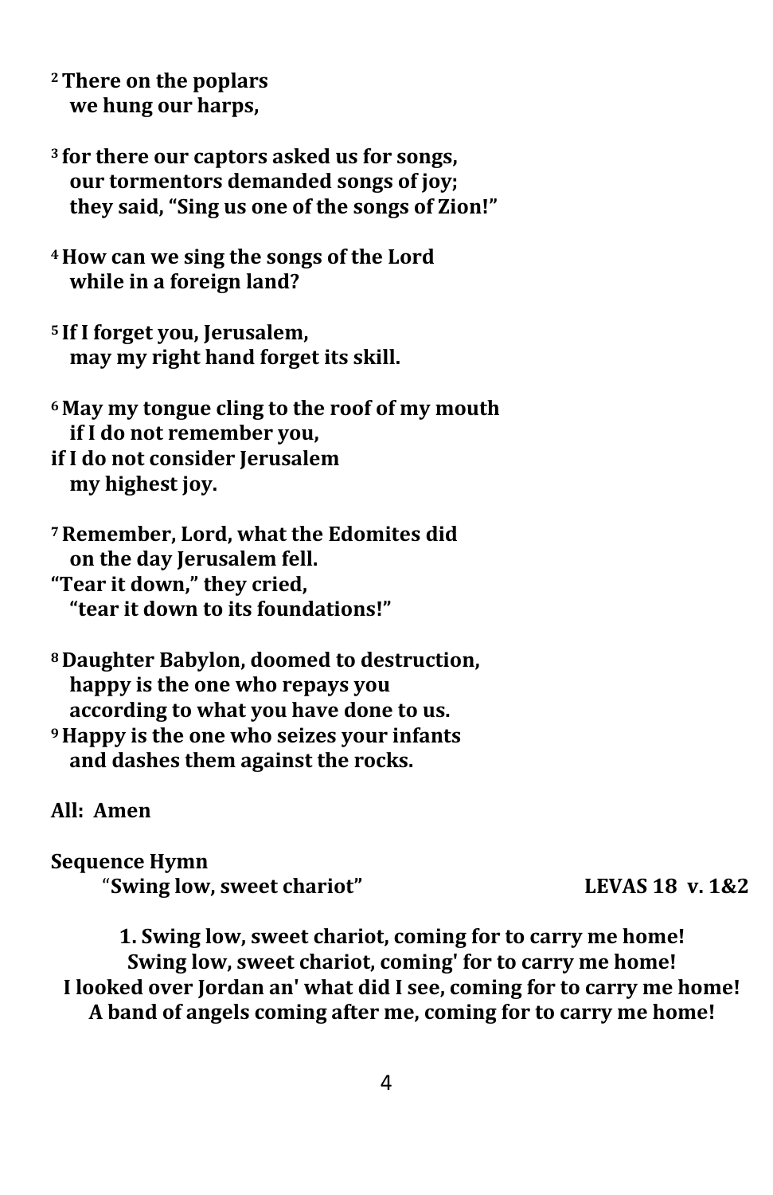**[2] There on the poplars**
**we hung our harps,**

**[3] for there our captors asked us for songs,**
**our tormentors demanded songs of joy;**
**they said, "Sing us one of the songs of Zion!"**

**[4] How can we sing the songs of the Lord**
**while in a foreign land?**

**[5] If I forget you, Jerusalem,**
**may my right hand forget its skill.**

**[6] May my tongue cling to the roof of my mouth**
**if I do not remember you,**
**if I do not consider Jerusalem**
**my highest joy.**

**[7] Remember, Lord, what the Edomites did**
**on the day Jerusalem fell.**
**"Tear it down," they cried,**
**"tear it down to its foundations!"**

**[8] Daughter Babylon, doomed to destruction,**
**happy is the one who repays you**
**according to what you have done to us.**
**[9] Happy is the one who seizes your infants**
**and dashes them against the rocks.**

**All: Amen**

**Sequence Hymn**
**"Swing low, sweet chariot"** **LEVAS 18 v. 1&2**

**1. Swing low, sweet chariot, coming for to carry me home!**
**Swing low, sweet chariot, coming' for to carry me home!**
**I looked over Jordan an' what did I see, coming for to carry me home!**
**A band of angels coming after me, coming for to carry me home!**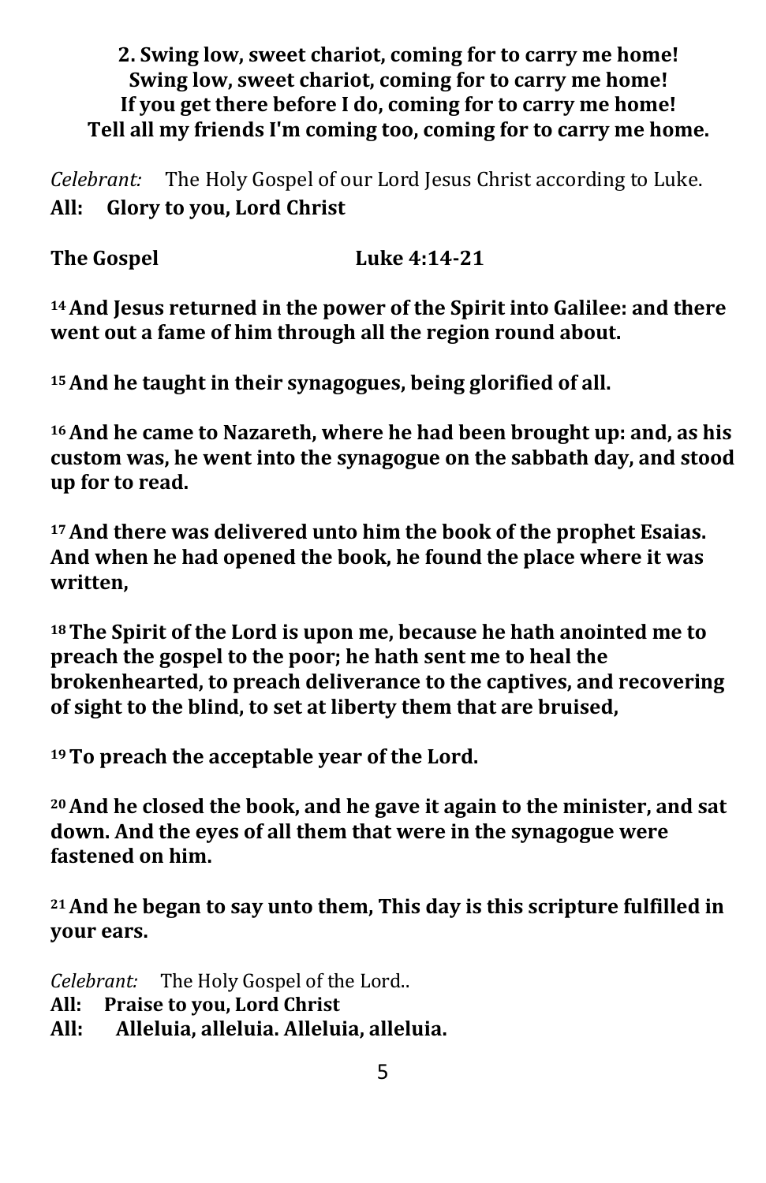**2. Swing low, sweet chariot, coming for to carry me home!**
**Swing low, sweet chariot, coming for to carry me home!**
**If you get there before I do, coming for to carry me home!**
**Tell all my friends I'm coming too, coming for to carry me home.**

*Celebrant:* The Holy Gospel of our Lord Jesus Christ according to Luke.
**All: Glory to you, Lord Christ**

**The Gospel Luke 4:14-21**

**14 And Jesus returned in the power of the Spirit into Galilee: and there went out a fame of him through all the region round about.**

**15 And he taught in their synagogues, being glorified of all.**

**16 And he came to Nazareth, where he had been brought up: and, as his custom was, he went into the synagogue on the sabbath day, and stood up for to read.**

**17 And there was delivered unto him the book of the prophet Esaias. And when he had opened the book, he found the place where it was written,**

**18 The Spirit of the Lord is upon me, because he hath anointed me to preach the gospel to the poor; he hath sent me to heal the brokenhearted, to preach deliverance to the captives, and recovering of sight to the blind, to set at liberty them that are bruised,**

**19 To preach the acceptable year of the Lord.**

**20 And he closed the book, and he gave it again to the minister, and sat down. And the eyes of all them that were in the synagogue were fastened on him.**

**21 And he began to say unto them, This day is this scripture fulfilled in your ears.**

*Celebrant:* The Holy Gospel of the Lord..
**All: Praise to you, Lord Christ**
**All: Alleluia, alleluia. Alleluia, alleluia.**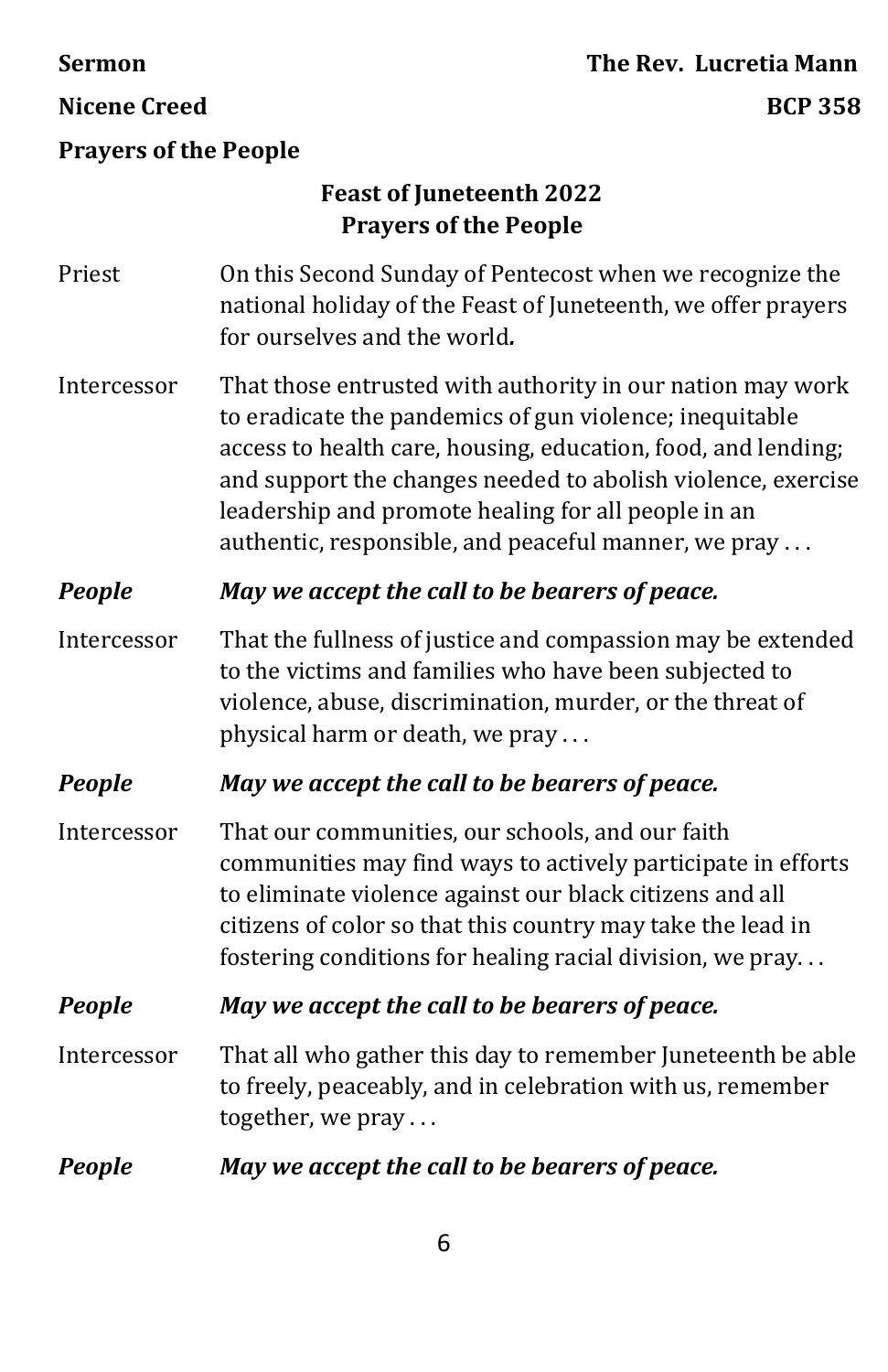**Sermon** **The Rev. Lucretia Mann**

**Nicene Creed** **BCP 358**

**Prayers of the People**

## Feast of Juneteenth 2022
## Prayers of the People

Priest: On this Second Sunday of Pentecost when we recognize the national holiday of the Feast of Juneteenth, we offer prayers for ourselves and the world.

Intercessor: That those entrusted with authority in our nation may work to eradicate the pandemics of gun violence; inequitable access to health care, housing, education, food, and lending; and support the changes needed to abolish violence, exercise leadership and promote healing for all people in an authentic, responsible, and peaceful manner, we pray . . .

***People: May we accept the call to be bearers of peace.***

Intercessor: That the fullness of justice and compassion may be extended to the victims and families who have been subjected to violence, abuse, discrimination, murder, or the threat of physical harm or death, we pray . . .

***People: May we accept the call to be bearers of peace.***

Intercessor: That our communities, our schools, and our faith communities may find ways to actively participate in efforts to eliminate violence against our black citizens and all citizens of color so that this country may take the lead in fostering conditions for healing racial division, we pray. . .

***People: May we accept the call to be bearers of peace.***

Intercessor: That all who gather this day to remember Juneteenth be able to freely, peaceably, and in celebration with us, remember together, we pray . . .

***People: May we accept the call to be bearers of peace.***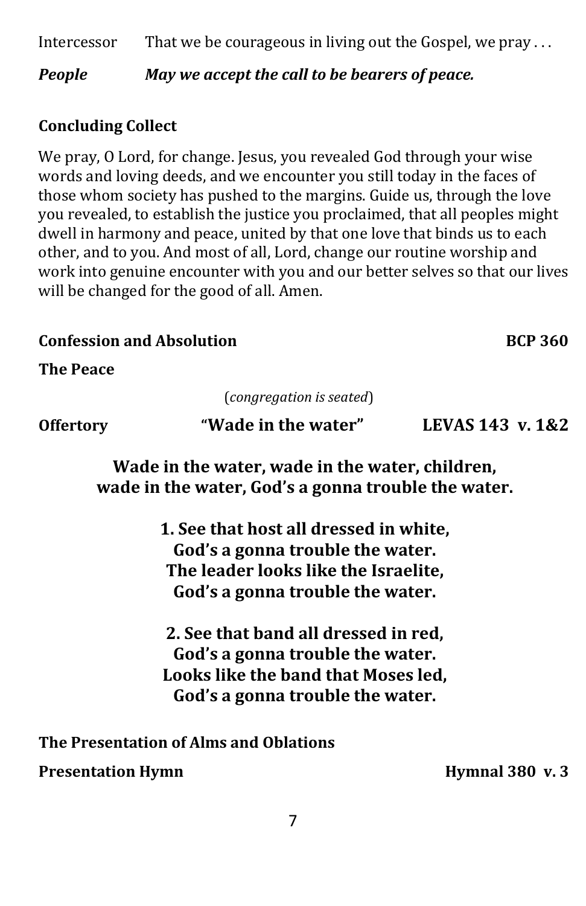Intercessor That we be courageous in living out the Gospel, we pray . . .

***People*** ***May we accept the call to be bearers of peace.***

**Concluding Collect**

We pray, O Lord, for change. Jesus, you revealed God through your wise words and loving deeds, and we encounter you still today in the faces of those whom society has pushed to the margins. Guide us, through the love you revealed, to establish the justice you proclaimed, that all peoples might dwell in harmony and peace, united by that one love that binds us to each other, and to you. And most of all, Lord, change our routine worship and work into genuine encounter with you and our better selves so that our lives will be changed for the good of all. Amen.

**Confession and Absolution** **BCP 360**

**The Peace**

(*congregation is seated*)

**Offertory** **"Wade in the water"** **LEVAS 143 v. 1&2**

**Wade in the water, wade in the water, children,**
**wade in the water, God's a gonna trouble the water.**

**1. See that host all dressed in white,**
**God's a gonna trouble the water.**
**The leader looks like the Israelite,**
**God's a gonna trouble the water.**

**2. See that band all dressed in red,**
**God's a gonna trouble the water.**
**Looks like the band that Moses led,**
**God's a gonna trouble the water.**

**The Presentation of Alms and Oblations**

**Presentation Hymn** **Hymnal 380 v. 3**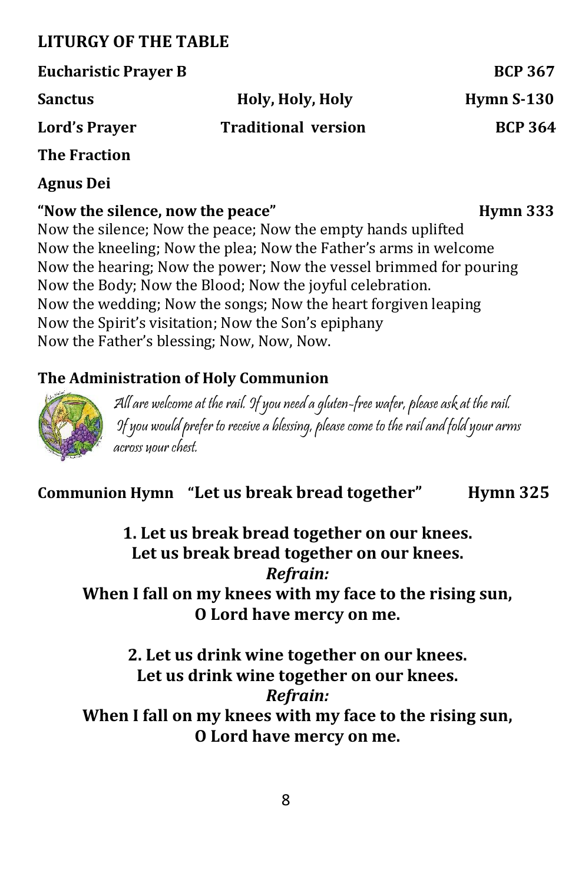## LITURGY OF THE TABLE

**Eucharistic Prayer B** **BCP 367**

**Sanctus** **Holy, Holy, Holy** **Hymn S-130**

**Lord's Prayer** **Traditional version** **BCP 364**

**The Fraction**

**Agnus Dei**

**"Now the silence, now the peace"** **Hymn 333**

Now the silence; Now the peace; Now the empty hands uplifted
Now the kneeling; Now the plea; Now the Father's arms in welcome
Now the hearing; Now the power; Now the vessel brimmed for pouring
Now the Body; Now the Blood; Now the joyful celebration.
Now the wedding; Now the songs; Now the heart forgiven leaping
Now the Spirit's visitation; Now the Son's epiphany
Now the Father's blessing; Now, Now, Now.

**The Administration of Holy Communion**

*All are welcome at the rail. If you need a gluten-free wafer, please ask at the rail. If you would prefer to receive a blessing, please come to the rail and fold your arms across your chest.*

**Communion Hymn "Let us break bread together" Hymn 325**

**1. Let us break bread together on our knees.**
**Let us break bread together on our knees.**
***Refrain:***
**When I fall on my knees with my face to the rising sun,**
**O Lord have mercy on me.**

**2. Let us drink wine together on our knees.**
**Let us drink wine together on our knees.**
***Refrain:***
**When I fall on my knees with my face to the rising sun,**
**O Lord have mercy on me.**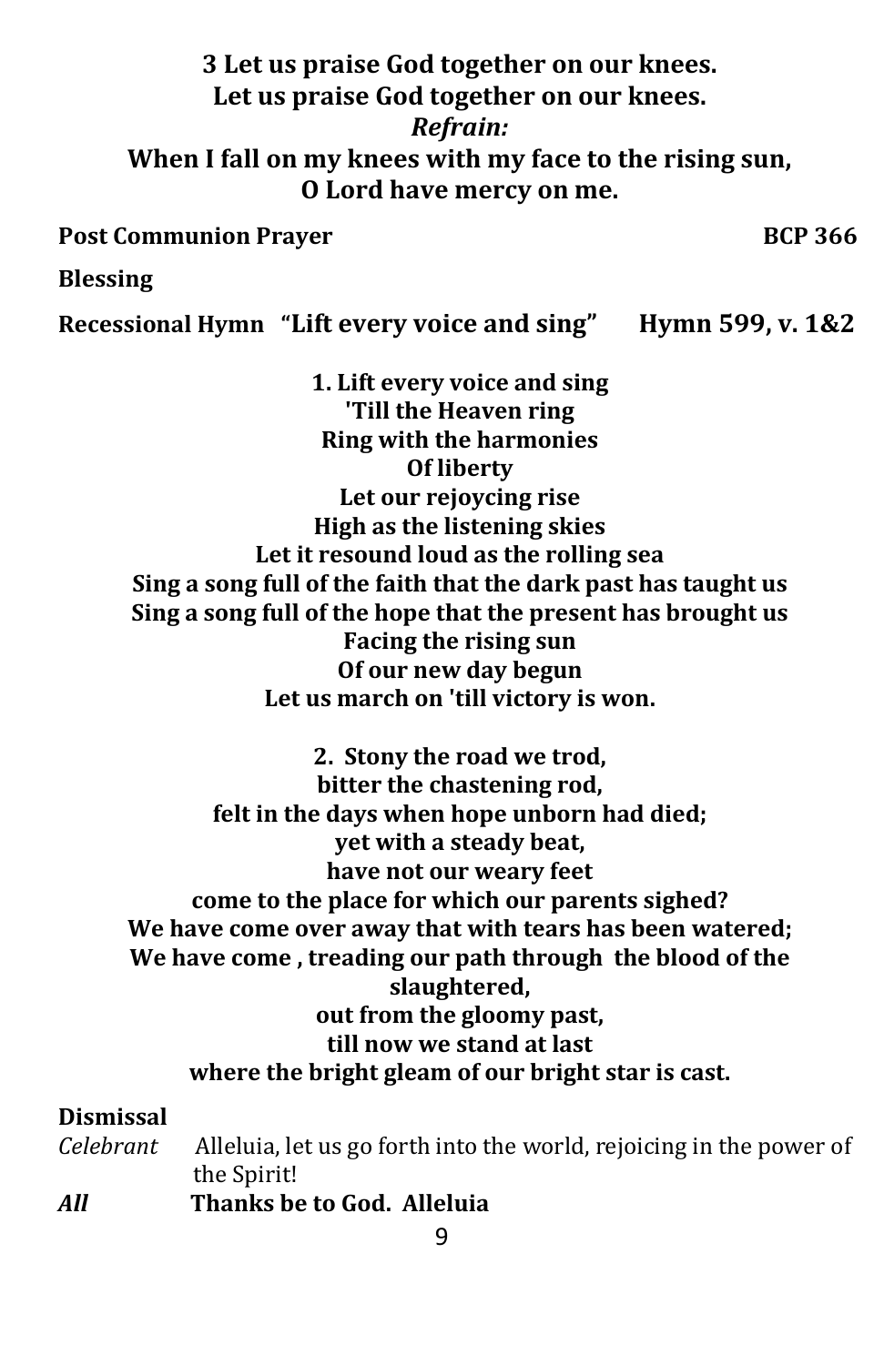**3 Let us praise God together on our knees.**
**Let us praise God together on our knees.**
***Refrain:***
**When I fall on my knees with my face to the rising sun,**
**O Lord have mercy on me.**

**Post Communion Prayer** **BCP 366**

**Blessing**

**Recessional Hymn "Lift every voice and sing" Hymn 599, v. 1&2**

**1. Lift every voice and sing**
**'Till the Heaven ring**
**Ring with the harmonies**
**Of liberty**
**Let our rejoycing rise**
**High as the listening skies**
**Let it resound loud as the rolling sea**
**Sing a song full of the faith that the dark past has taught us**
**Sing a song full of the hope that the present has brought us**
**Facing the rising sun**
**Of our new day begun**
**Let us march on 'till victory is won.**

**2. Stony the road we trod,**
**bitter the chastening rod,**
**felt in the days when hope unborn had died;**
**yet with a steady beat,**
**have not our weary feet**
**come to the place for which our parents sighed?**
**We have come over away that with tears has been watered;**
**We have come , treading our path through the blood of the slaughtered,**
**out from the gloomy past,**
**till now we stand at last**
**where the bright gleam of our bright star is cast.**

**Dismissal**

*Celebrant* Alleluia, let us go forth into the world, rejoicing in the power of the Spirit!

***All*** **Thanks be to God. Alleluia**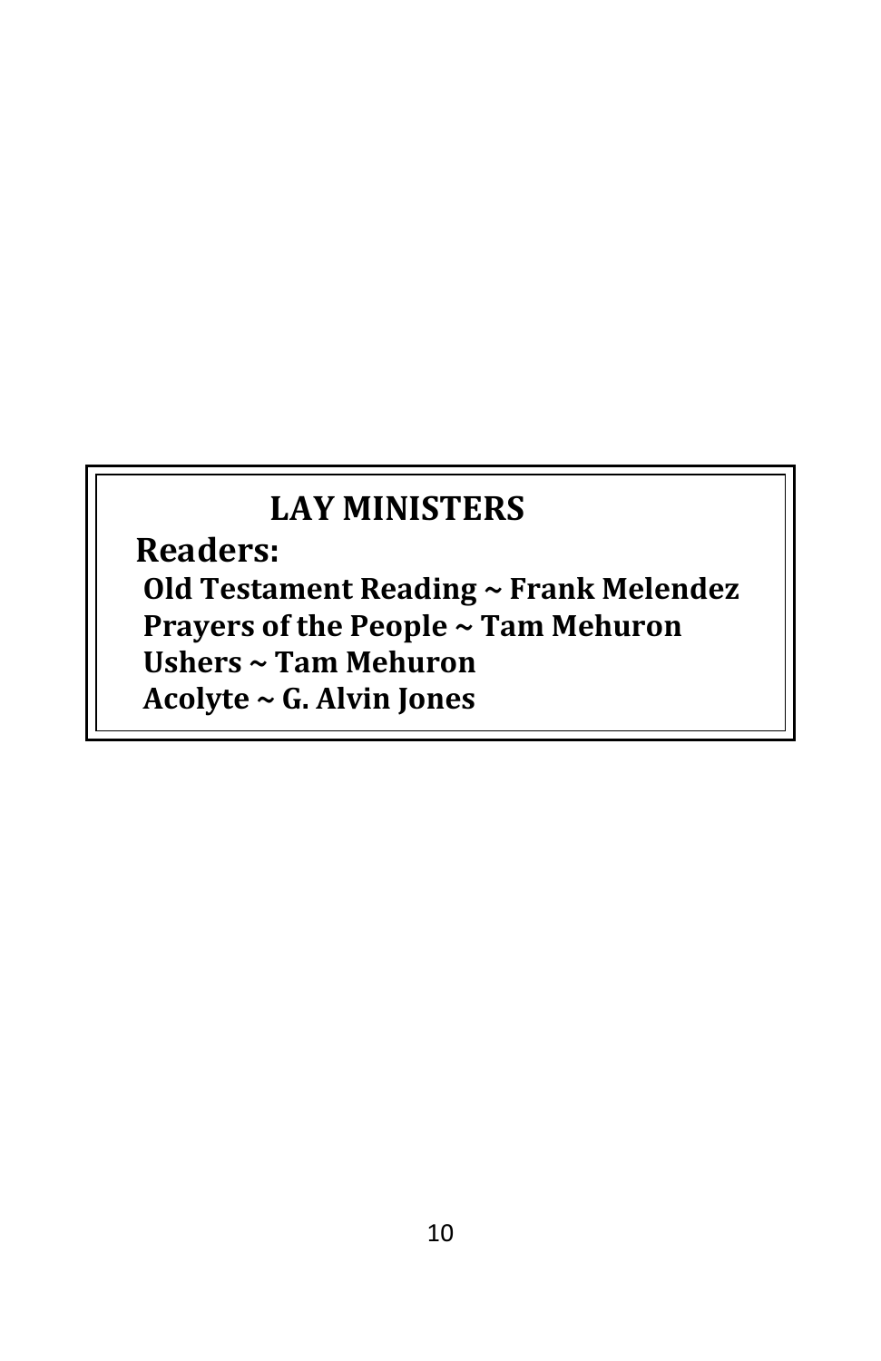## LAY MINISTERS

**Readers:**

**Old Testament Reading ~ Frank Melendez**
**Prayers of the People ~ Tam Mehuron**
**Ushers ~ Tam Mehuron**
**Acolyte ~ G. Alvin Jones**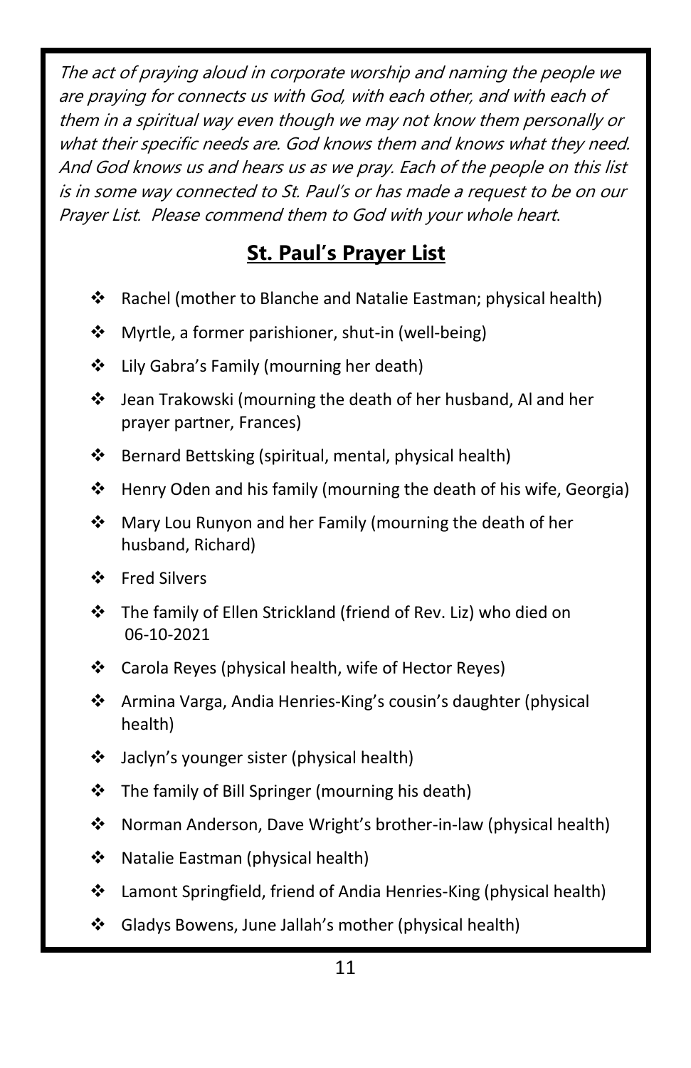*The act of praying aloud in corporate worship and naming the people we are praying for connects us with God, with each other, and with each of them in a spiritual way even though we may not know them personally or what their specific needs are. God knows them and knows what they need. And God knows us and hears us as we pray. Each of the people on this list is in some way connected to St. Paul's or has made a request to be on our Prayer List. Please commend them to God with your whole heart.*

## St. Paul's Prayer List

- Rachel (mother to Blanche and Natalie Eastman; physical health)
- Myrtle, a former parishioner, shut-in (well-being)
- Lily Gabra's Family (mourning her death)
- Jean Trakowski (mourning the death of her husband, Al and her prayer partner, Frances)
- Bernard Bettsking (spiritual, mental, physical health)
- Henry Oden and his family (mourning the death of his wife, Georgia)
- Mary Lou Runyon and her Family (mourning the death of her husband, Richard)
- Fred Silvers
- The family of Ellen Strickland (friend of Rev. Liz) who died on 06-10-2021
- Carola Reyes (physical health, wife of Hector Reyes)
- Armina Varga, Andia Henries-King's cousin's daughter (physical health)
- Jaclyn's younger sister (physical health)
- The family of Bill Springer (mourning his death)
- Norman Anderson, Dave Wright's brother-in-law (physical health)
- Natalie Eastman (physical health)
- Lamont Springfield, friend of Andia Henries-King (physical health)
- Gladys Bowens, June Jallah's mother (physical health)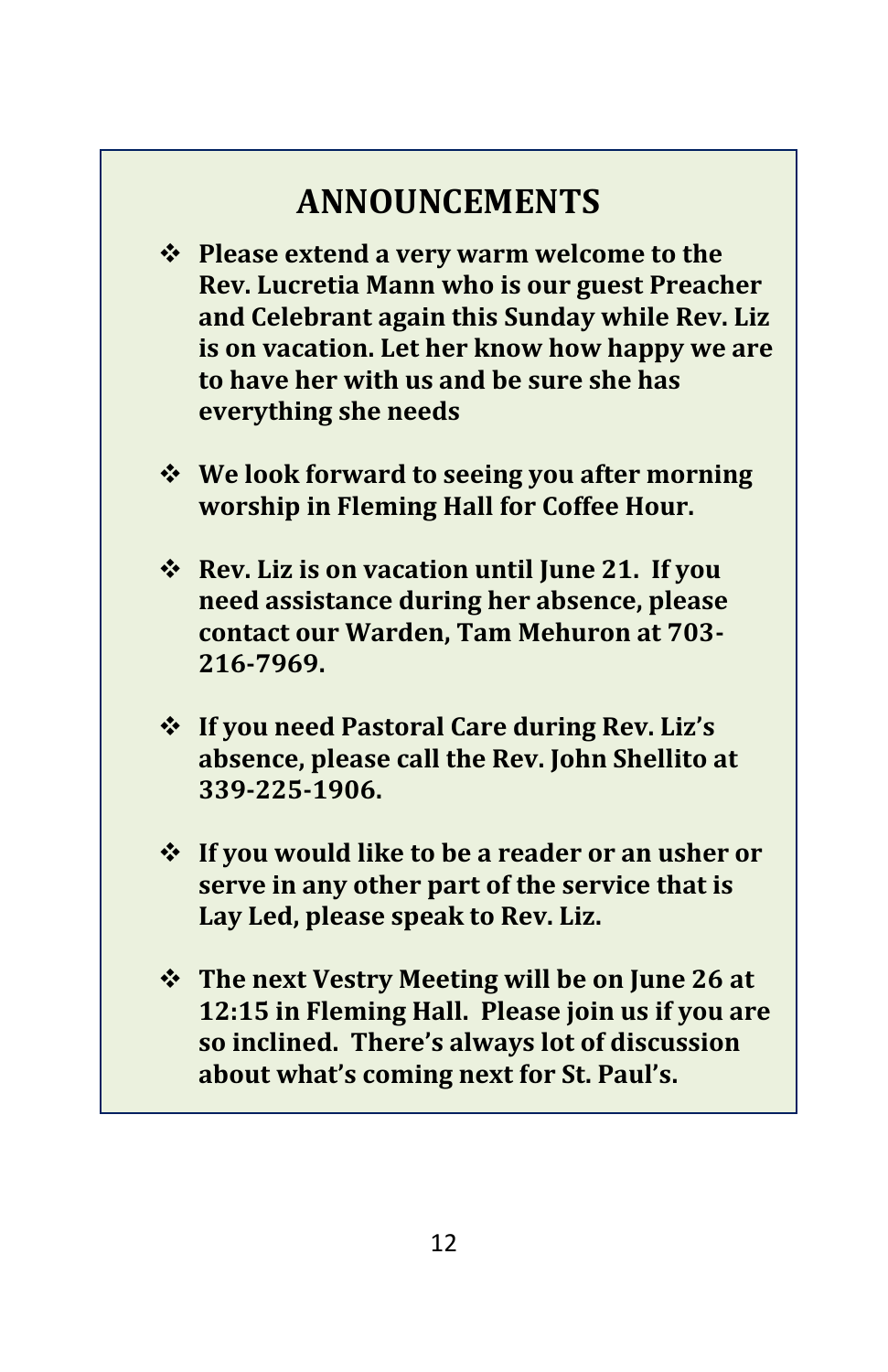# ANNOUNCEMENTS

- **Please extend a very warm welcome to the Rev. Lucretia Mann who is our guest Preacher and Celebrant again this Sunday while Rev. Liz is on vacation. Let her know how happy we are to have her with us and be sure she has everything she needs**

- **We look forward to seeing you after morning worship in Fleming Hall for Coffee Hour.**

- **Rev. Liz is on vacation until June 21. If you need assistance during her absence, please contact our Warden, Tam Mehuron at 703-216-7969.**

- **If you need Pastoral Care during Rev. Liz's absence, please call the Rev. John Shellito at 339-225-1906.**

- **If you would like to be a reader or an usher or serve in any other part of the service that is Lay Led, please speak to Rev. Liz.**

- **The next Vestry Meeting will be on June 26 at 12:15 in Fleming Hall. Please join us if you are so inclined. There's always lot of discussion about what's coming next for St. Paul's.**